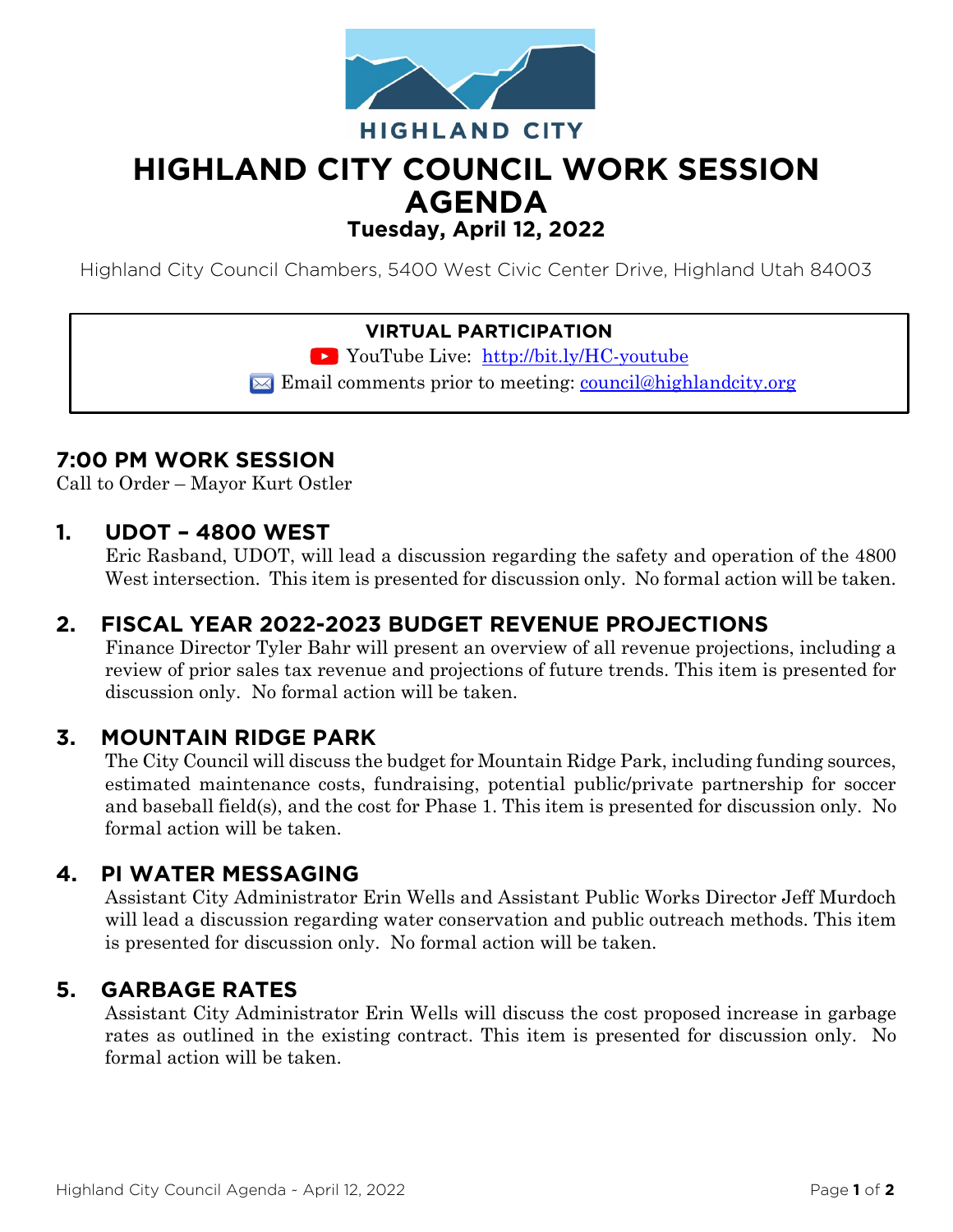HIGHLAND CITY

# HIGHLAND CITY COUNCIL WORK SESSION AGENDA

**Tuesday, April 12, 2022**

Highland City Council Chambers, 5400 West Civic Center Drive, Highland Utah 84003

**VIRTUAL PARTICIPATION**

YouTube Live: [http://bit.ly/HC-youtube](http://bit.ly/HC-youtube)

Email comments prior to meeting: [council@highlandcity.org](mailto:council@highlandcity.org)

## 7:00 PM WORK SESSION

Call to Order – Mayor Kurt Ostler

### 1. UDOT – 4800 WEST

Eric Rasband, UDOT, will lead a discussion regarding the safety and operation of the 4800 West intersection. This item is presented for discussion only. No formal action will be taken.

### 2. FISCAL YEAR 2022-2023 BUDGET REVENUE PROJECTIONS

Finance Director Tyler Bahr will present an overview of all revenue projections, including a review of prior sales tax revenue and projections of future trends. This item is presented for discussion only. No formal action will be taken.

### 3. MOUNTAIN RIDGE PARK

The City Council will discuss the budget for Mountain Ridge Park, including funding sources, estimated maintenance costs, fundraising, potential public/private partnership for soccer and baseball field(s), and the cost for Phase 1. This item is presented for discussion only. No formal action will be taken.

### 4. PI WATER MESSAGING

Assistant City Administrator Erin Wells and Assistant Public Works Director Jeff Murdoch will lead a discussion regarding water conservation and public outreach methods. This item is presented for discussion only. No formal action will be taken.

### 5. GARBAGE RATES

Assistant City Administrator Erin Wells will discuss the cost proposed increase in garbage rates as outlined in the existing contract. This item is presented for discussion only. No formal action will be taken.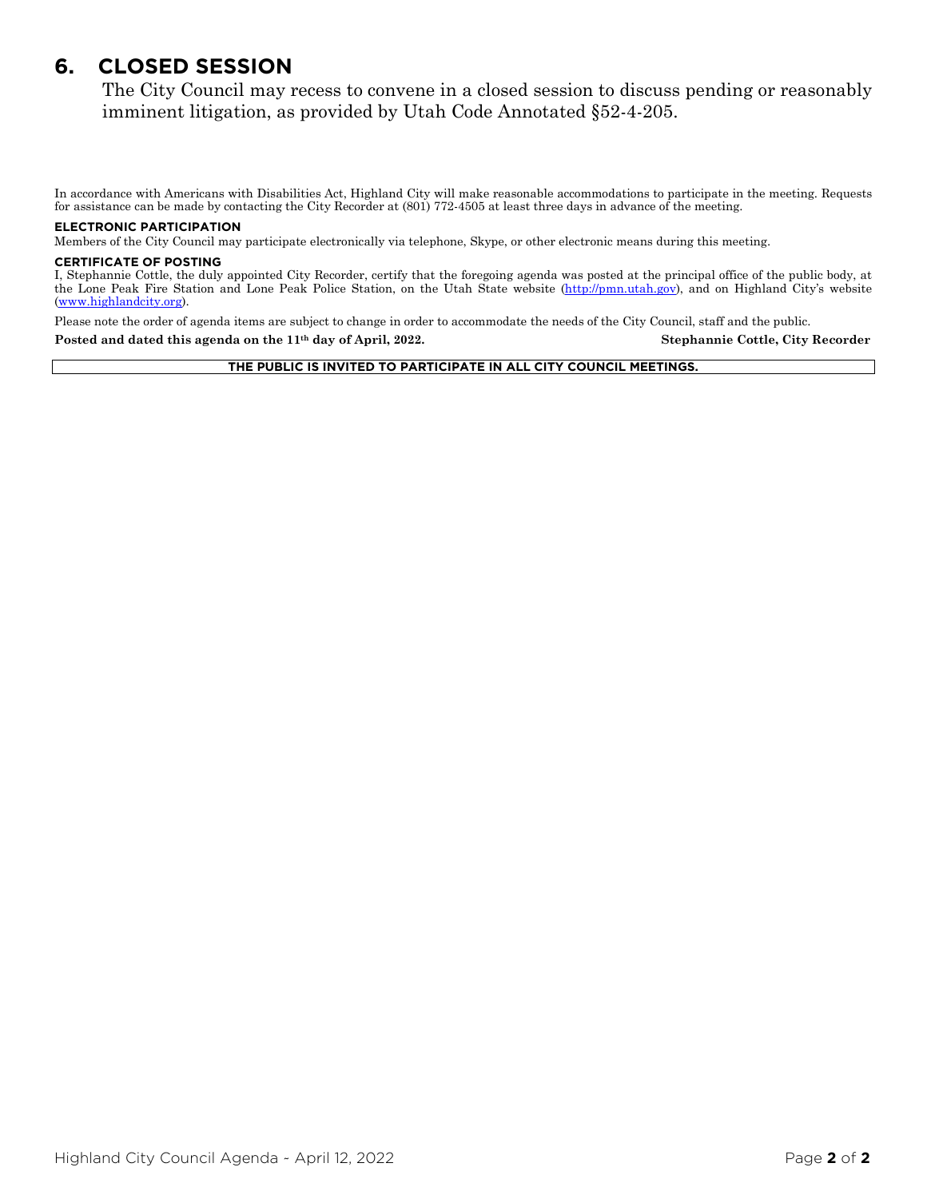## 6. CLOSED SESSION

The City Council may recess to convene in a closed session to discuss pending or reasonably imminent litigation, as provided by Utah Code Annotated §52-4-205.

In accordance with Americans with Disabilities Act, Highland City will make reasonable accommodations to participate in the meeting. Requests for assistance can be made by contacting the City Recorder at (801) 772-4505 at least three days in advance of the meeting.

**ELECTRONIC PARTICIPATION**

Members of the City Council may participate electronically via telephone, Skype, or other electronic means during this meeting.

**CERTIFICATE OF POSTING**

I, Stephannie Cottle, the duly appointed City Recorder, certify that the foregoing agenda was posted at the principal office of the public body, at the Lone Peak Fire Station and Lone Peak Police Station, on the Utah State website (http://pmn.utah.gov), and on Highland City's website (www.highlandcity.org).

Please note the order of agenda items are subject to change in order to accommodate the needs of the City Council, staff and the public.

**Posted and dated this agenda on the 11th day of April, 2022.** **Stephannie Cottle, City Recorder**

**THE PUBLIC IS INVITED TO PARTICIPATE IN ALL CITY COUNCIL MEETINGS.**